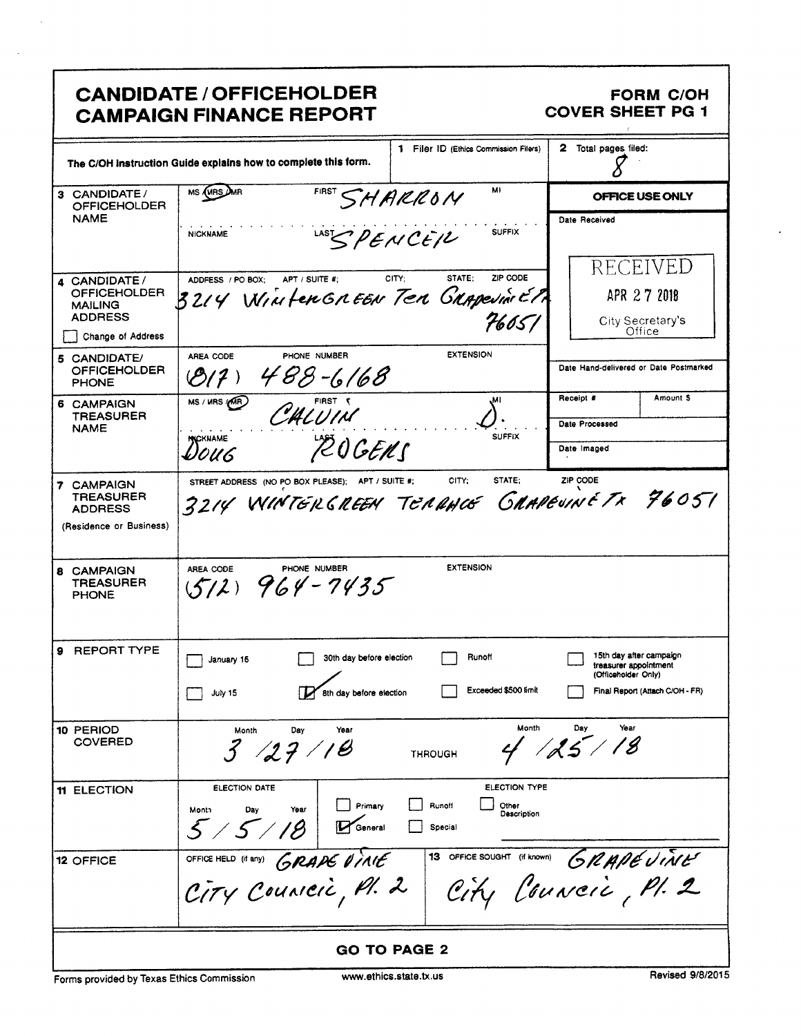# CANDIDATE / OFFICEHOLDER CAMPAIGN FINANCE REPORT

**FORM C/OH COVER SHEET PG 1**

The C/OH Instruction Guide explains how to complete this form.

| | | |
|---|---|---|
| **1** Filer ID (Ethics Commission Filers) | | **2** Total pages filed: 8 |

| Field | Entry |
|---|---|
| **3 CANDIDATE / OFFICEHOLDER NAME** | MS / (MRS) / MR — FIRST: SHARRON — MI: — NICKNAME: — LAST: SPENCER — SUFFIX: |
| **4 CANDIDATE / OFFICEHOLDER MAILING ADDRESS** ☐ Change of Address | ADDRESS / PO BOX; APT / SUITE #; CITY; STATE; ZIP CODE: 3214 Wintergreen Ter Grapevine TX 76051 |
| **5 CANDIDATE/ OFFICEHOLDER PHONE** | AREA CODE: (817) PHONE NUMBER: 488-6168 EXTENSION: |
| **6 CAMPAIGN TREASURER NAME** | MS / MRS / (MR) — FIRST: CALVIN — MI: D. — NICKNAME: DOUG — LAST: ROGERS — SUFFIX: |
| **7 CAMPAIGN TREASURER ADDRESS** (Residence or Business) | STREET ADDRESS (NO PO BOX PLEASE); APT / SUITE #; CITY; STATE; ZIP CODE: 3214 WINTERGREEN TERRACE GRAPEVINE TX 76051 |
| **8 CAMPAIGN TREASURER PHONE** | AREA CODE: (512) PHONE NUMBER: 964-7435 EXTENSION: |

**OFFICE USE ONLY**

Date Received: RECEIVED APR 27 2018 City Secretary's Office

Date Hand-delivered or Date Postmarked:

Receipt #: Amount $:

Date Processed:

Date Imaged:

**9 REPORT TYPE**

- ☐ January 15
- ☐ July 15
- ☐ 30th day before election
- ☑ 8th day before election
- ☐ Runoff
- ☐ Exceeded $500 limit
- ☐ 15th day after campaign treasurer appointment (Officeholder Only)
- ☐ Final Report (Attach C/OH - FR)

**10 PERIOD COVERED**

Month / Day / Year: 3 / 27 / 18 THROUGH Month / Day / Year: 4 / 25 / 18

**11 ELECTION**

ELECTION DATE (Month / Day / Year): 5 / 5 / 18

ELECTION TYPE:
- ☐ Primary
- ☑ General
- ☐ Runoff
- ☐ Special
- ☐ Other Description

**12 OFFICE**

OFFICE HELD (if any): GRAPEVINE CITY COUNCIL, Pl. 2

**13** OFFICE SOUGHT (if known): GRAPEVINE City Council, Pl. 2

**GO TO PAGE 2**

Forms provided by Texas Ethics Commission — www.ethics.state.tx.us — Revised 9/8/2015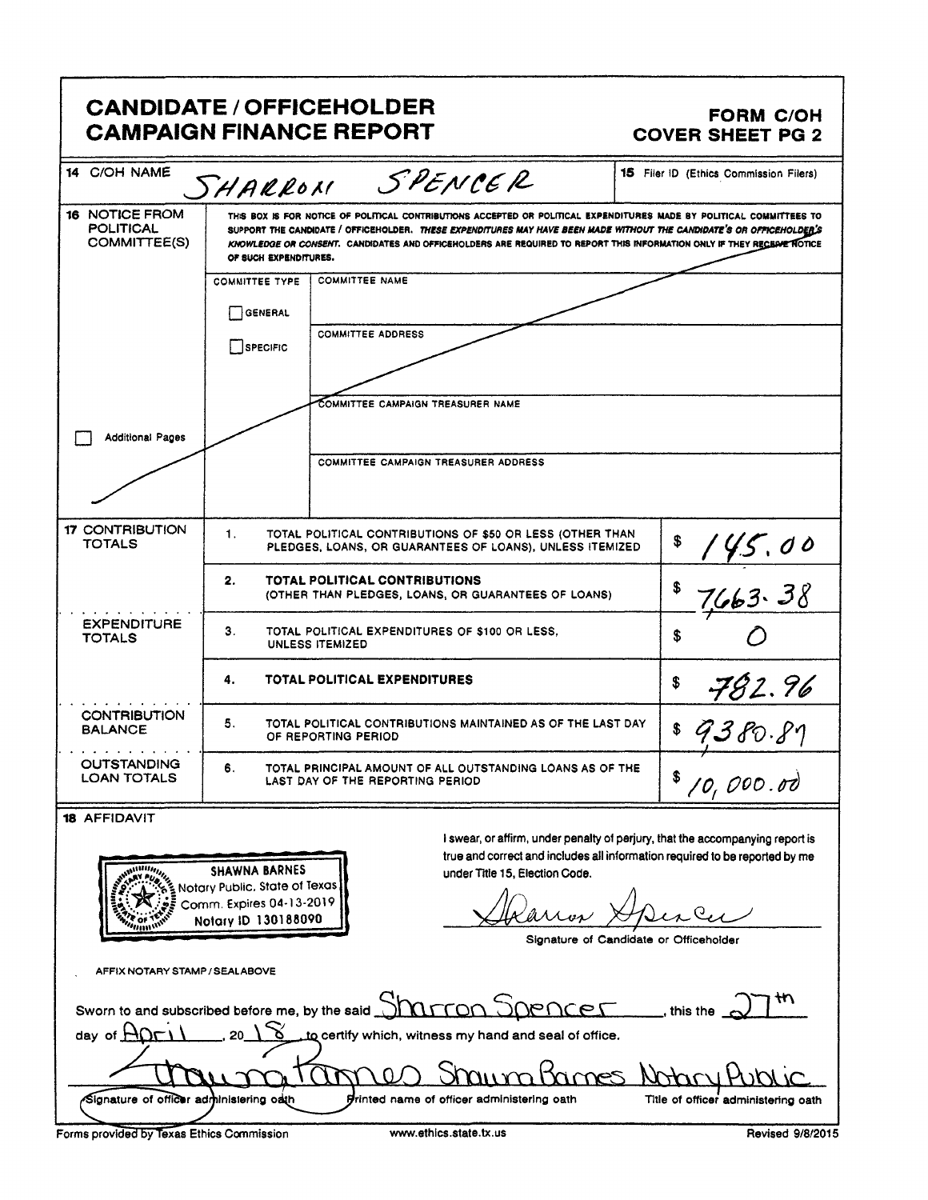# CANDIDATE / OFFICEHOLDER CAMPAIGN FINANCE REPORT

**FORM C/OH**
**COVER SHEET PG 2**

**14** C/OH NAME: SHARRON SPENCER

**15** Filer ID (Ethics Commission Filers):

**16** NOTICE FROM POLITICAL COMMITTEE(S)

THIS BOX IS FOR NOTICE OF POLITICAL CONTRIBUTIONS ACCEPTED OR POLITICAL EXPENDITURES MADE BY POLITICAL COMMITTEES TO SUPPORT THE CANDIDATE / OFFICEHOLDER. *THESE EXPENDITURES MAY HAVE BEEN MADE WITHOUT THE CANDIDATE'S OR OFFICEHOLDER'S KNOWLEDGE OR CONSENT.* CANDIDATES AND OFFICEHOLDERS ARE REQUIRED TO REPORT THIS INFORMATION ONLY IF THEY RECEIVE NOTICE OF SUCH EXPENDITURES.

| COMMITTEE TYPE | |
|---|---|
| ☐ GENERAL | COMMITTEE NAME: |
| ☐ SPECIFIC | COMMITTEE ADDRESS: |
| | COMMITTEE CAMPAIGN TREASURER NAME: |
| | COMMITTEE CAMPAIGN TREASURER ADDRESS: |

☐ Additional Pages

| Section | # | Description | Amount |
|---|---|---|---|
| **17** CONTRIBUTION TOTALS | 1. | TOTAL POLITICAL CONTRIBUTIONS OF $50 OR LESS (OTHER THAN PLEDGES, LOANS, OR GUARANTEES OF LOANS), UNLESS ITEMIZED | $ 145.00 |
| | 2. | **TOTAL POLITICAL CONTRIBUTIONS** (OTHER THAN PLEDGES, LOANS, OR GUARANTEES OF LOANS) | $ 7,663.38 |
| EXPENDITURE TOTALS | 3. | TOTAL POLITICAL EXPENDITURES OF $100 OR LESS, UNLESS ITEMIZED | $ 0 |
| | 4. | **TOTAL POLITICAL EXPENDITURES** | $ 782.96 |
| CONTRIBUTION BALANCE | 5. | TOTAL POLITICAL CONTRIBUTIONS MAINTAINED AS OF THE LAST DAY OF REPORTING PERIOD | $ 9,380.87 |
| OUTSTANDING LOAN TOTALS | 6. | TOTAL PRINCIPAL AMOUNT OF ALL OUTSTANDING LOANS AS OF THE LAST DAY OF THE REPORTING PERIOD | $ 10,000.00 |

**18** AFFIDAVIT

SHAWNA BARNES
Notary Public, State of Texas
Comm. Expires 04-13-2019
Notary ID 130188090

AFFIX NOTARY STAMP / SEAL ABOVE

I swear, or affirm, under penalty of perjury, that the accompanying report is true and correct and includes all information required to be reported by me under Title 15, Election Code.

Sharron Spencer
Signature of Candidate or Officeholder

Sworn to and subscribed before me, by the said Sharron Spencer, this the 27th day of April, 2018, to certify which, witness my hand and seal of office.

| Shawna Barnes | Shawna Barnes | Notary Public |
|---|---|---|
| Signature of officer administering oath | Printed name of officer administering oath | Title of officer administering oath |

Forms provided by Texas Ethics Commission — www.ethics.state.tx.us — Revised 9/8/2015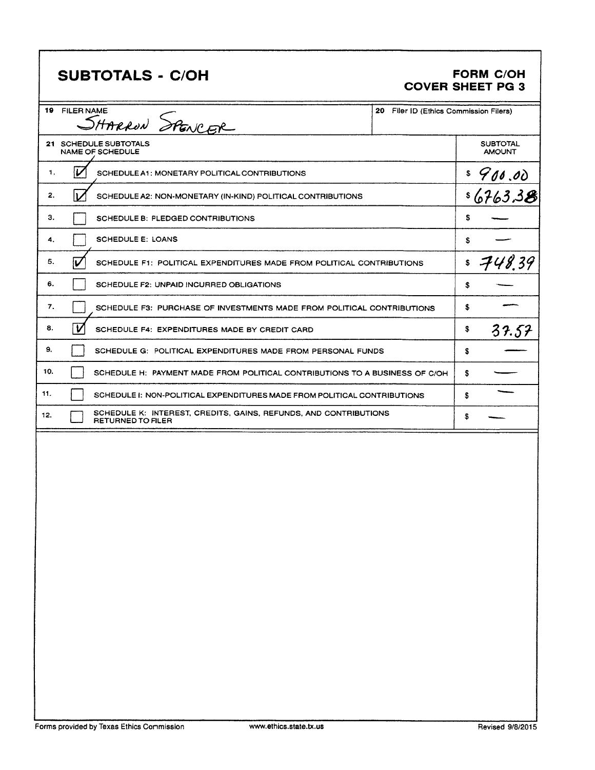## SUBTOTALS - C/OH

**FORM C/OH**
**COVER SHEET PG 3**

| 19 FILER NAME | 20 Filer ID (Ethics Commission Filers) |
|---|---|
| SHARRON SPENCER | |

| 21 SCHEDULE SUBTOTALS NAME OF SCHEDULE | | SUBTOTAL AMOUNT |
|---|---|---|
| 1. | [✓] SCHEDULE A1: MONETARY POLITICAL CONTRIBUTIONS | $ 900.00 |
| 2. | [✓] SCHEDULE A2: NON-MONETARY (IN-KIND) POLITICAL CONTRIBUTIONS | $ 6763.38 |
| 3. | [ ] SCHEDULE B: PLEDGED CONTRIBUTIONS | $ — |
| 4. | [ ] SCHEDULE E: LOANS | $ — |
| 5. | [✓] SCHEDULE F1: POLITICAL EXPENDITURES MADE FROM POLITICAL CONTRIBUTIONS | $ 748.39 |
| 6. | [ ] SCHEDULE F2: UNPAID INCURRED OBLIGATIONS | $ — |
| 7. | [ ] SCHEDULE F3: PURCHASE OF INVESTMENTS MADE FROM POLITICAL CONTRIBUTIONS | $ — |
| 8. | [✓] SCHEDULE F4: EXPENDITURES MADE BY CREDIT CARD | $ 37.57 |
| 9. | [ ] SCHEDULE G: POLITICAL EXPENDITURES MADE FROM PERSONAL FUNDS | $ — |
| 10. | [ ] SCHEDULE H: PAYMENT MADE FROM POLITICAL CONTRIBUTIONS TO A BUSINESS OF C/OH | $ — |
| 11. | [ ] SCHEDULE I: NON-POLITICAL EXPENDITURES MADE FROM POLITICAL CONTRIBUTIONS | $ — |
| 12. | [ ] SCHEDULE K: INTEREST, CREDITS, GAINS, REFUNDS, AND CONTRIBUTIONS RETURNED TO FILER | $ — |

Forms provided by Texas Ethics Commission www.ethics.state.tx.us Revised 9/8/2015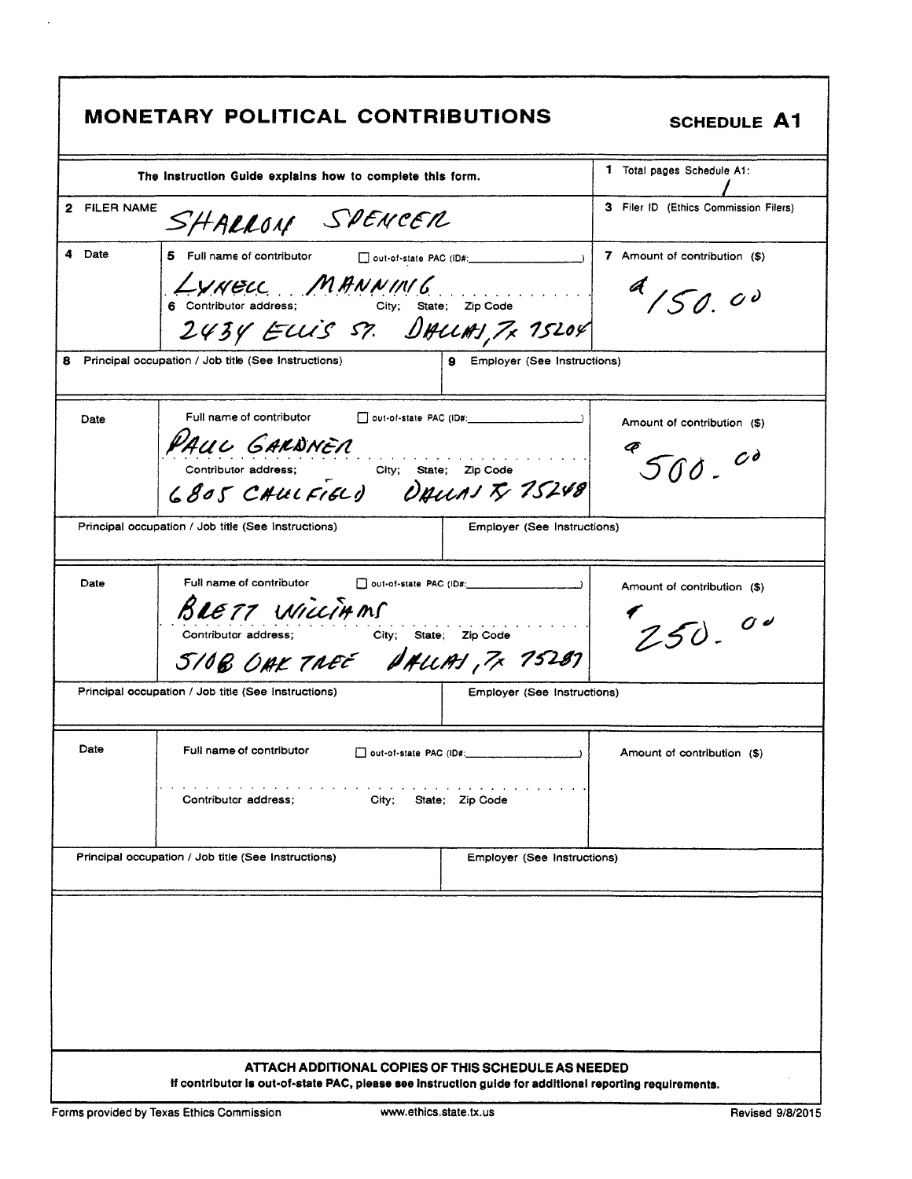# MONETARY POLITICAL CONTRIBUTIONS

**SCHEDULE A1**

The Instruction Guide explains how to complete this form.

1 Total pages Schedule A1: 1

2 FILER NAME: SHARRON SPENCER

3 Filer ID (Ethics Commission Filers):

| 4 Date | 5 Full name of contributor ☐ out-of-state PAC (ID#: ) / 6 Contributor address; City; State; Zip Code | 7 Amount of contribution ($) |
|---|---|---|
| | LYNELL MANNING / 2434 ELLIS ST. DALLAS, TX 75204 | $150.00 |
| 8 Principal occupation / Job title (See Instructions): | 9 Employer (See Instructions): | |

| Date | Full name of contributor ☐ out-of-state PAC (ID#: ) / Contributor address; City; State; Zip Code | Amount of contribution ($) |
|---|---|---|
| | PAUL GARDNER / 6805 CAULFIELD DALLAS TX 75248 | $500.00 |
| Principal occupation / Job title (See Instructions): | Employer (See Instructions): | |

| Date | Full name of contributor ☐ out-of-state PAC (ID#: ) / Contributor address; City; State; Zip Code | Amount of contribution ($) |
|---|---|---|
| | BRETT WILLIAMS / 5108 OAK TREE DALLAS, TX 75287 | $250.00 |
| Principal occupation / Job title (See Instructions): | Employer (See Instructions): | |

| Date | Full name of contributor ☐ out-of-state PAC (ID#: ) / Contributor address; City; State; Zip Code | Amount of contribution ($) |
|---|---|---|
| | | |
| Principal occupation / Job title (See Instructions): | Employer (See Instructions): | |

**ATTACH ADDITIONAL COPIES OF THIS SCHEDULE AS NEEDED**

**If contributor is out-of-state PAC, please see instruction guide for additional reporting requirements.**

Forms provided by Texas Ethics Commission www.ethics.state.tx.us Revised 9/8/2015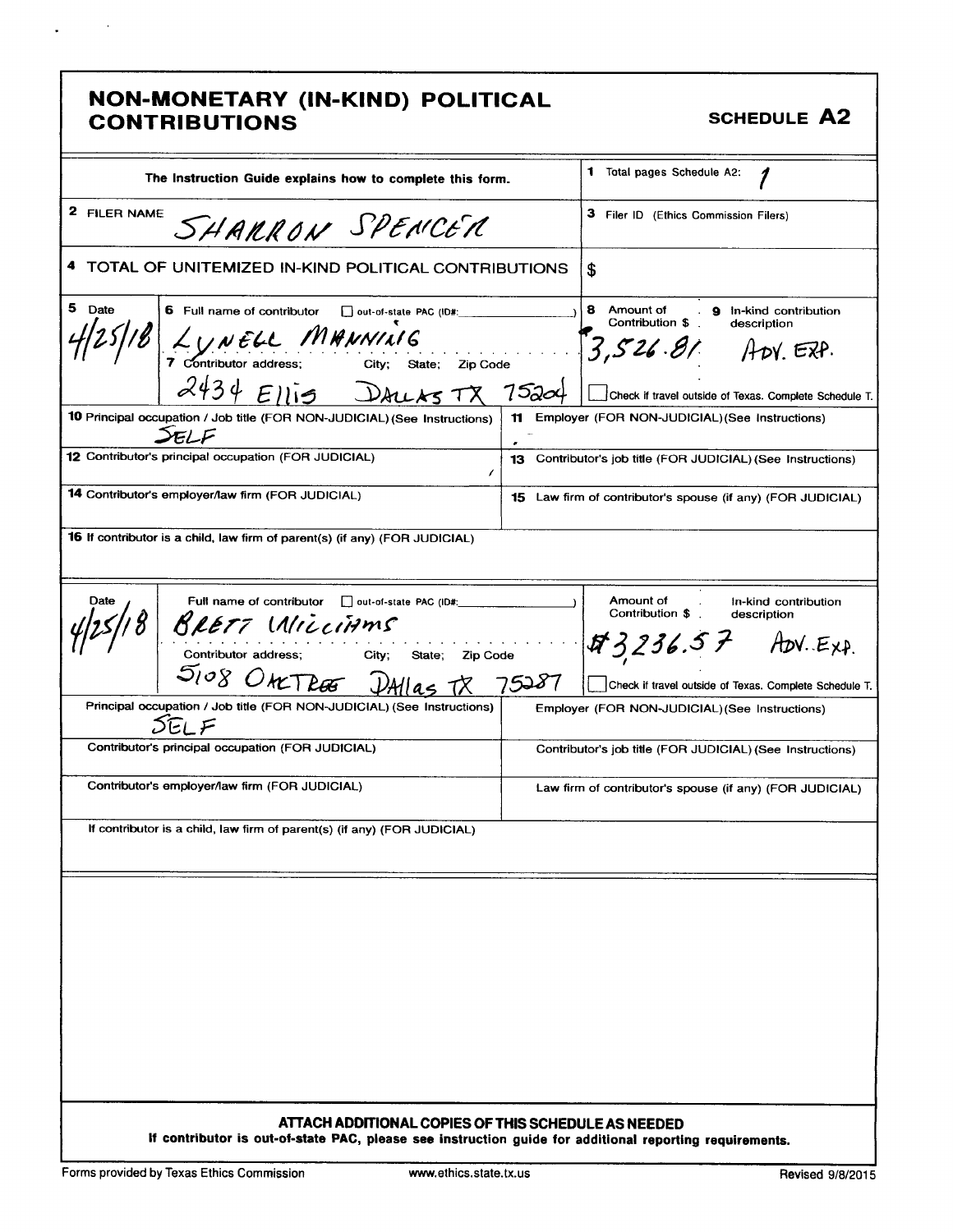# NON-MONETARY (IN-KIND) POLITICAL CONTRIBUTIONS

**SCHEDULE A2**

The Instruction Guide explains how to complete this form.

1 Total pages Schedule A2: 1

2 FILER NAME: SHARRON SPENCER

3 Filer ID (Ethics Commission Filers)

4 TOTAL OF UNITEMIZED IN-KIND POLITICAL CONTRIBUTIONS: $

| 5 Date | 6 Full name of contributor ☐ out-of-state PAC (ID#: ) | 8 Amount of Contribution $ | 9 In-kind contribution description |
|---|---|---|---|
| 4/25/18 | LYNELL MANNING | 3,526.81 | ADV. EXP. |
| | 7 Contributor address; City; State; Zip Code: 2434 Ellis DALLAS TX 75204 | ☐ Check if travel outside of Texas. Complete Schedule T. | |

| | |
|---|---|
| 10 Principal occupation / Job title (FOR NON-JUDICIAL) (See Instructions): SELF | 11 Employer (FOR NON-JUDICIAL) (See Instructions) |
| 12 Contributor's principal occupation (FOR JUDICIAL) | 13 Contributor's job title (FOR JUDICIAL) (See Instructions) |
| 14 Contributor's employer/law firm (FOR JUDICIAL) | 15 Law firm of contributor's spouse (if any) (FOR JUDICIAL) |
| 16 If contributor is a child, law firm of parent(s) (if any) (FOR JUDICIAL) | |

| Date | Full name of contributor ☐ out-of-state PAC (ID#: ) | Amount of Contribution $ | In-kind contribution description |
|---|---|---|---|
| 4/25/18 | BRETT WILLIAMS | $3,236.57 | ADV. EXP. |
| | Contributor address; City; State; Zip Code: 5108 OAKTREE DAllas TX 75287 | ☐ Check if travel outside of Texas. Complete Schedule T. | |

| | |
|---|---|
| Principal occupation / Job title (FOR NON-JUDICIAL) (See Instructions): SELF | Employer (FOR NON-JUDICIAL) (See Instructions) |
| Contributor's principal occupation (FOR JUDICIAL) | Contributor's job title (FOR JUDICIAL) (See Instructions) |
| Contributor's employer/law firm (FOR JUDICIAL) | Law firm of contributor's spouse (if any) (FOR JUDICIAL) |
| If contributor is a child, law firm of parent(s) (if any) (FOR JUDICIAL) | |

**ATTACH ADDITIONAL COPIES OF THIS SCHEDULE AS NEEDED**

**If contributor is out-of-state PAC, please see instruction guide for additional reporting requirements.**

Forms provided by Texas Ethics Commission www.ethics.state.tx.us Revised 9/8/2015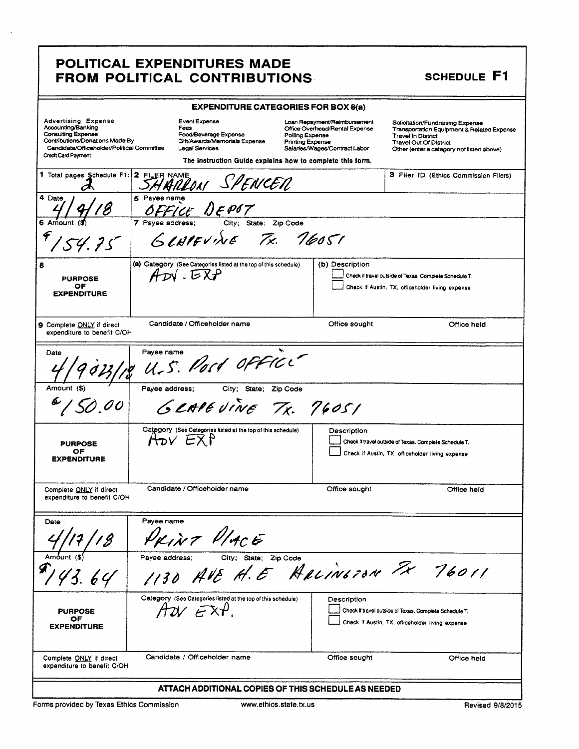# POLITICAL EXPENDITURES MADE FROM POLITICAL CONTRIBUTIONS

**SCHEDULE F1**

**EXPENDITURE CATEGORIES FOR BOX 8(a)**

| | | | |
|---|---|---|---|
| Advertising Expense<br>Accounting/Banking<br>Consulting Expense<br>Contributions/Donations Made By Candidate/Officeholder/Political Committee<br>Credit Card Payment | Event Expense<br>Fees<br>Food/Beverage Expense<br>Gift/Awards/Memorials Expense<br>Legal Services | Loan Repayment/Reimbursement<br>Office Overhead/Rental Expense<br>Polling Expense<br>Printing Expense<br>Salaries/Wages/Contract Labor | Solicitation/Fundraising Expense<br>Transportation Equipment & Related Expense<br>Travel In District<br>Travel Out Of District<br>Other (enter a category not listed above) |

The Instruction Guide explains how to complete this form.

| | | | |
|---|---|---|---|
| **1** Total pages Schedule F1: 2 | **2** FILER NAME<br>SHARRON SPENCER | | **3** Filer ID (Ethics Commission Filers) |
| **4** Date<br>4/4/18 | **5** Payee name<br>OFFICE DEPOT | | |
| **6** Amount ($)<br>$154.75 | **7** Payee address; City; State; Zip Code<br>GRAPEVINE TX. 76051 | | |
| **8** PURPOSE OF EXPENDITURE | **(a)** Category (See Categories listed at the top of this schedule)<br>ADV. EXP | **(b)** Description<br>☐ Check if travel outside of Texas. Complete Schedule T.<br>☐ Check if Austin, TX, officeholder living expense | |
| **9** Complete ONLY if direct expenditure to benefit C/OH | Candidate / Officeholder name | Office sought | Office held |
| Date<br>4/9 ~~023~~/18 | Payee name<br>U.S. Post OFFICE | | |
| Amount ($)<br>$150.00 | Payee address; City; State; Zip Code<br>GRAPEVINE TX. 76051 | | |
| PURPOSE OF EXPENDITURE | Category (See Categories listed at the top of this schedule)<br>ADV EXP | Description<br>☐ Check if travel outside of Texas. Complete Schedule T.<br>☐ Check if Austin, TX, officeholder living expense | |
| Complete ONLY if direct expenditure to benefit C/OH | Candidate / Officeholder name | Office sought | Office held |
| Date<br>4/17/18 | Payee name<br>PRINT PLACE | | |
| Amount ($)<br>$143.64 | Payee address; City; State; Zip Code<br>1130 AVE H.E ARLINGTON TX 76011 | | |
| PURPOSE OF EXPENDITURE | Category (See Categories listed at the top of this schedule)<br>ADV EXP. | Description<br>☐ Check if travel outside of Texas. Complete Schedule T.<br>☐ Check if Austin, TX, officeholder living expense | |
| Complete ONLY if direct expenditure to benefit C/OH | Candidate / Officeholder name | Office sought | Office held |

**ATTACH ADDITIONAL COPIES OF THIS SCHEDULE AS NEEDED**

Forms provided by Texas Ethics Commission    www.ethics.state.tx.us    Revised 9/8/2015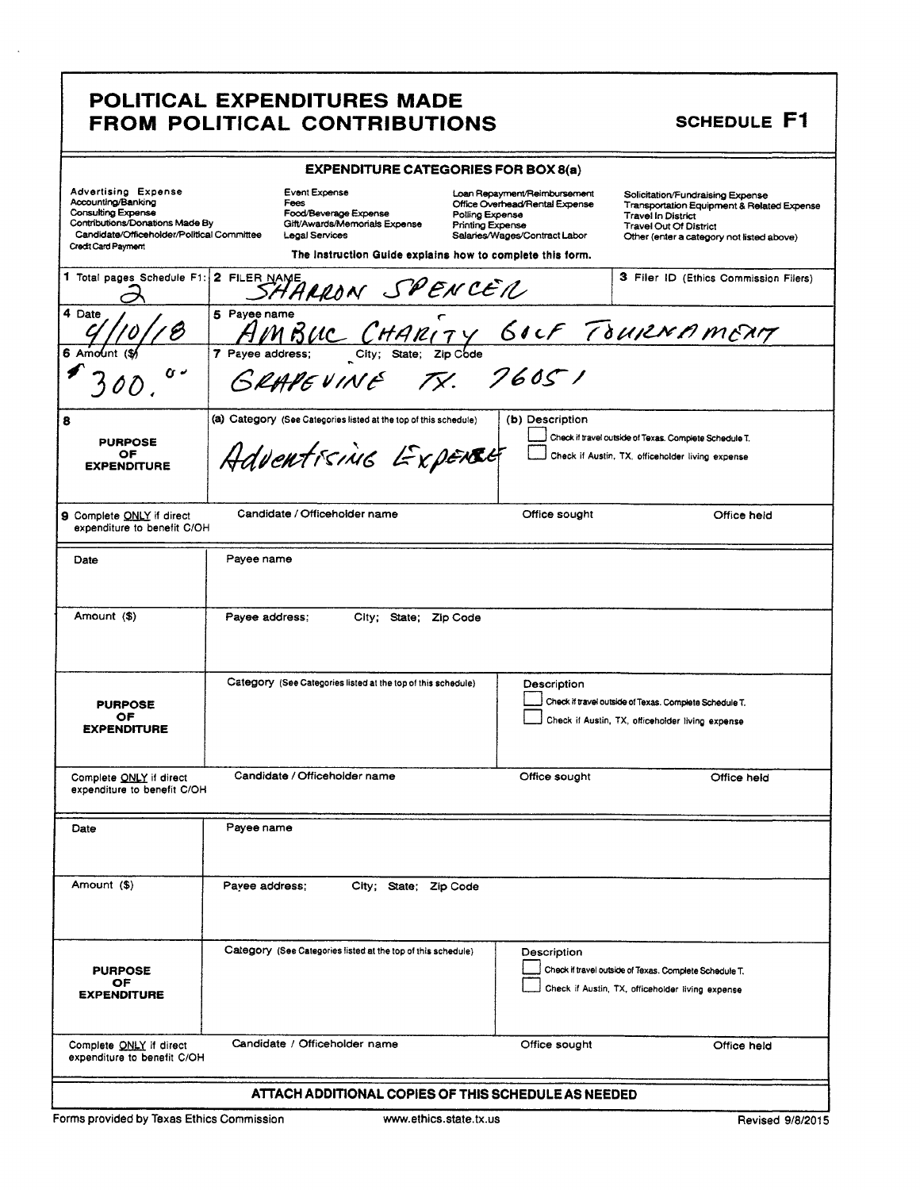# POLITICAL EXPENDITURES MADE FROM POLITICAL CONTRIBUTIONS

## SCHEDULE F1

**EXPENDITURE CATEGORIES FOR BOX 8(a)**

| | | | |
|---|---|---|---|
| Advertising Expense | Event Expense | Loan Repayment/Reimbursement | Solicitation/Fundraising Expense |
| Accounting/Banking | Fees | Office Overhead/Rental Expense | Transportation Equipment & Related Expense |
| Consulting Expense | Food/Beverage Expense | Polling Expense | Travel In District |
| Contributions/Donations Made By Candidate/Officeholder/Political Committee | Gift/Awards/Memorials Expense | Printing Expense | Travel Out Of District |
| Credit Card Payment | Legal Services | Salaries/Wages/Contract Labor | Other (enter a category not listed above) |

The Instruction Guide explains how to complete this form.

| | | |
|---|---|---|
| **1** Total pages Schedule F1: 2 | **2** FILER NAME: SHARRON SPENCER | **3** Filer ID (Ethics Commission Filers) |
| **4** Date: 4/10/18 | **5** Payee name: AMBUC CHARITY GOLF TOURNAMENT | |
| **6** Amount ($): $300.00 | **7** Payee address; City; State; Zip Code: GRAPEVINE TX. 76051 | |
| **8** PURPOSE OF EXPENDITURE | (a) Category (See Categories listed at the top of this schedule): Advertising Expense | (b) Description<br>☐ Check if travel outside of Texas. Complete Schedule T.<br>☐ Check if Austin, TX, officeholder living expense |
| **9** Complete ONLY if direct expenditure to benefit C/OH | Candidate / Officeholder name | Office sought / Office held |

| | | |
|---|---|---|
| Date | Payee name | |
| Amount ($) | Payee address; City; State; Zip Code | |
| PURPOSE OF EXPENDITURE | Category (See Categories listed at the top of this schedule) | Description<br>☐ Check if travel outside of Texas. Complete Schedule T.<br>☐ Check if Austin, TX, officeholder living expense |
| Complete ONLY if direct expenditure to benefit C/OH | Candidate / Officeholder name | Office sought / Office held |

| | | |
|---|---|---|
| Date | Payee name | |
| Amount ($) | Payee address; City; State; Zip Code | |
| PURPOSE OF EXPENDITURE | Category (See Categories listed at the top of this schedule) | Description<br>☐ Check if travel outside of Texas. Complete Schedule T.<br>☐ Check if Austin, TX, officeholder living expense |
| Complete ONLY if direct expenditure to benefit C/OH | Candidate / Officeholder name | Office sought / Office held |

**ATTACH ADDITIONAL COPIES OF THIS SCHEDULE AS NEEDED**

Forms provided by Texas Ethics Commission www.ethics.state.tx.us Revised 9/8/2015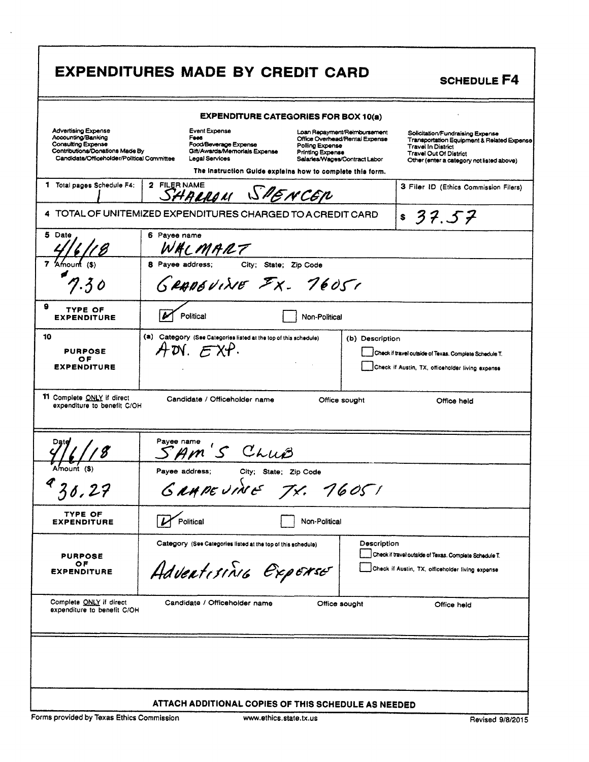# EXPENDITURES MADE BY CREDIT CARD

**SCHEDULE F4**

**EXPENDITURE CATEGORIES FOR BOX 10(a)**

| | | | |
|---|---|---|---|
| Advertising Expense<br>Accounting/Banking<br>Consulting Expense<br>Contributions/Donations Made By Candidate/Officeholder/Political Committee | Event Expense<br>Fees<br>Food/Beverage Expense<br>Gift/Awards/Memorials Expense<br>Legal Services | Loan Repayment/Reimbursement<br>Office Overhead/Rental Expense<br>Polling Expense<br>Printing Expense<br>Salaries/Wages/Contract Labor | Solicitation/Fundraising Expense<br>Transportation Equipment & Related Expense<br>Travel In District<br>Travel Out Of District<br>Other (enter a category not listed above) |

The Instruction Guide explains how to complete this form.

| | | |
|---|---|---|
| 1 Total pages Schedule F4: 1 | 2 FILER NAME: SHARRON SPENCER | 3 Filer ID (Ethics Commission Filers) |
| 4 TOTAL OF UNITEMIZED EXPENDITURES CHARGED TO A CREDIT CARD | | $ 37.57 |

| | | |
|---|---|---|
| 5 Date: 4/6/18 | 6 Payee name: WALMART | |
| 7 Amount ($): 7.30 | 8 Payee address; City; State; Zip Code: GRAPEVINE TX. 76051 | |
| 9 TYPE OF EXPENDITURE | ☑ Political ☐ Non-Political | |
| 10 PURPOSE OF EXPENDITURE | (a) Category (See Categories listed at the top of this schedule): ADV. EXP. | (b) Description<br>☐ Check if travel outside of Texas. Complete Schedule T.<br>☐ Check if Austin, TX, officeholder living expense |
| 11 Complete ONLY if direct expenditure to benefit C/OH | Candidate / Officeholder name / Office sought | Office held |

| | | |
|---|---|---|
| Date: 4/6/18 | Payee name: SAM'S CLUB | |
| Amount ($): 30.27 | Payee address; City; State; Zip Code: GRAPEVINE TX. 76051 | |
| TYPE OF EXPENDITURE | ☑ Political ☐ Non-Political | |
| PURPOSE OF EXPENDITURE | Category (See Categories listed at the top of this schedule): Advertising Expense | Description<br>☐ Check if travel outside of Texas. Complete Schedule T.<br>☐ Check if Austin, TX, officeholder living expense |
| Complete ONLY if direct expenditure to benefit C/OH | Candidate / Officeholder name / Office sought | Office held |

ATTACH ADDITIONAL COPIES OF THIS SCHEDULE AS NEEDED

Forms provided by Texas Ethics Commission www.ethics.state.tx.us Revised 9/8/2015